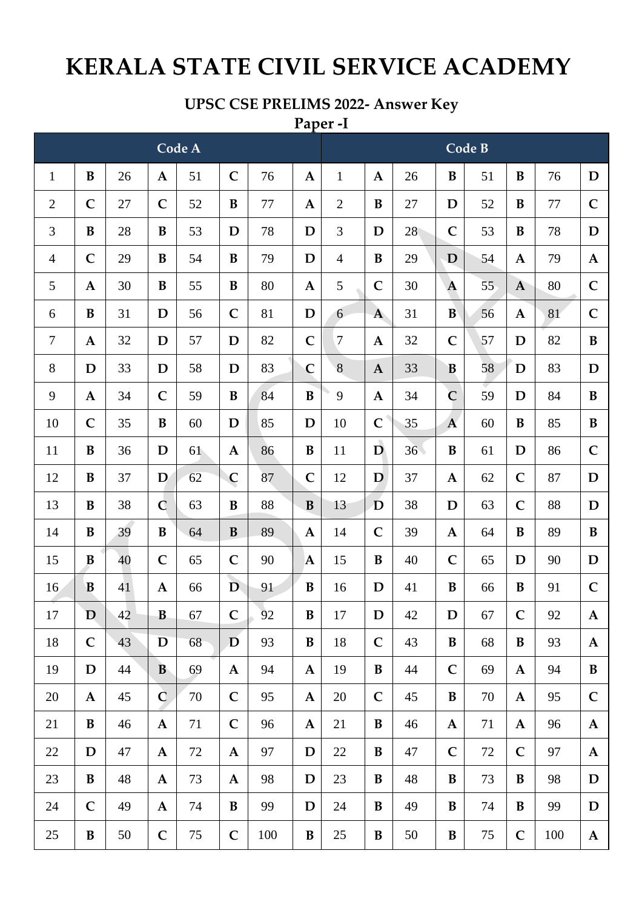# KERALA STATE CIVIL SERVICE ACADEMY

### UPSC CSE PRELIMS 2022- Answer Key

### Paper -I

| Code A | | | | | | | | Code B | | | | | | | |
|---|---|---|---|---|---|---|---|---|---|---|---|---|---|---|---|
| 1 | **B** | 26 | **A** | 51 | **C** | 76 | **A** | 1 | **A** | 26 | **B** | 51 | **B** | 76 | **D** |
| 2 | **C** | 27 | **C** | 52 | **B** | 77 | **A** | 2 | **B** | 27 | **D** | 52 | **B** | 77 | **C** |
| 3 | **B** | 28 | **B** | 53 | **D** | 78 | **D** | 3 | **D** | 28 | **C** | 53 | **B** | 78 | **D** |
| 4 | **C** | 29 | **B** | 54 | **B** | 79 | **D** | 4 | **B** | 29 | **D** | 54 | **A** | 79 | **A** |
| 5 | **A** | 30 | **B** | 55 | **B** | 80 | **A** | 5 | **C** | 30 | **A** | 55 | **A** | 80 | **C** |
| 6 | **B** | 31 | **D** | 56 | **C** | 81 | **D** | 6 | **A** | 31 | **B** | 56 | **A** | 81 | **C** |
| 7 | **A** | 32 | **D** | 57 | **D** | 82 | **C** | 7 | **A** | 32 | **C** | 57 | **D** | 82 | **B** |
| 8 | **D** | 33 | **D** | 58 | **D** | 83 | **C** | 8 | **A** | 33 | **B** | 58 | **D** | 83 | **D** |
| 9 | **A** | 34 | **C** | 59 | **B** | 84 | **B** | 9 | **A** | 34 | **C** | 59 | **D** | 84 | **B** |
| 10 | **C** | 35 | **B** | 60 | **D** | 85 | **D** | 10 | **C** | 35 | **A** | 60 | **B** | 85 | **B** |
| 11 | **B** | 36 | **D** | 61 | **A** | 86 | **B** | 11 | **D** | 36 | **B** | 61 | **D** | 86 | **C** |
| 12 | **B** | 37 | **D** | 62 | **C** | 87 | **C** | 12 | **D** | 37 | **A** | 62 | **C** | 87 | **D** |
| 13 | **B** | 38 | **C** | 63 | **B** | 88 | **B** | 13 | **D** | 38 | **D** | 63 | **C** | 88 | **D** |
| 14 | **B** | 39 | **B** | 64 | **B** | 89 | **A** | 14 | **C** | 39 | **A** | 64 | **B** | 89 | **B** |
| 15 | **B** | 40 | **C** | 65 | **C** | 90 | **A** | 15 | **B** | 40 | **C** | 65 | **D** | 90 | **D** |
| 16 | **B** | 41 | **A** | 66 | **D** | 91 | **B** | 16 | **D** | 41 | **B** | 66 | **B** | 91 | **C** |
| 17 | **D** | 42 | **B** | 67 | **C** | 92 | **B** | 17 | **D** | 42 | **D** | 67 | **C** | 92 | **A** |
| 18 | **C** | 43 | **D** | 68 | **D** | 93 | **B** | 18 | **C** | 43 | **B** | 68 | **B** | 93 | **A** |
| 19 | **D** | 44 | **B** | 69 | **A** | 94 | **A** | 19 | **B** | 44 | **C** | 69 | **A** | 94 | **B** |
| 20 | **A** | 45 | **C** | 70 | **C** | 95 | **A** | 20 | **C** | 45 | **B** | 70 | **A** | 95 | **C** |
| 21 | **B** | 46 | **A** | 71 | **C** | 96 | **A** | 21 | **B** | 46 | **A** | 71 | **A** | 96 | **A** |
| 22 | **D** | 47 | **A** | 72 | **A** | 97 | **D** | 22 | **B** | 47 | **C** | 72 | **C** | 97 | **A** |
| 23 | **B** | 48 | **A** | 73 | **A** | 98 | **D** | 23 | **B** | 48 | **B** | 73 | **B** | 98 | **D** |
| 24 | **C** | 49 | **A** | 74 | **B** | 99 | **D** | 24 | **B** | 49 | **B** | 74 | **B** | 99 | **D** |
| 25 | **B** | 50 | **C** | 75 | **C** | 100 | **B** | 25 | **B** | 50 | **B** | 75 | **C** | 100 | **A** |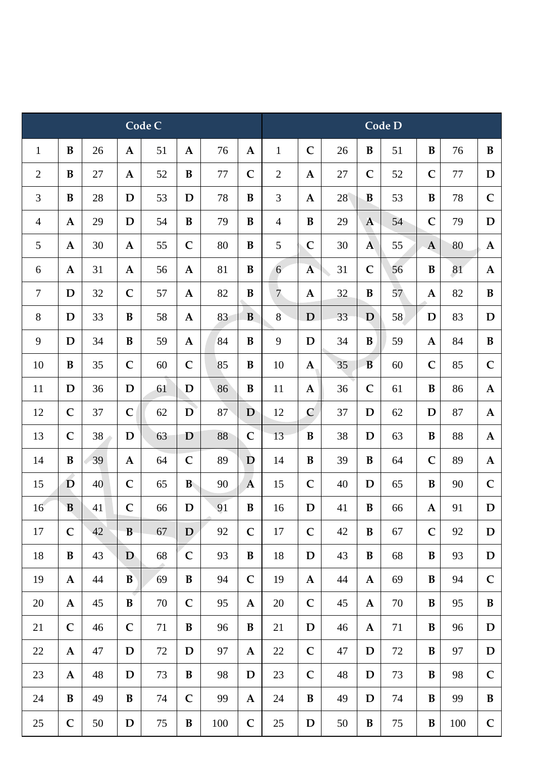| Code C | | | | | | | | Code D | | | | | | | |
|---|---|---|---|---|---|---|---|---|---|---|---|---|---|---|---|
| 1 | **B** | 26 | **A** | 51 | **A** | 76 | **A** | 1 | **C** | 26 | **B** | 51 | **B** | 76 | **B** |
| 2 | **B** | 27 | **A** | 52 | **B** | 77 | **C** | 2 | **A** | 27 | **C** | 52 | **C** | 77 | **D** |
| 3 | **B** | 28 | **D** | 53 | **D** | 78 | **B** | 3 | **A** | 28 | **B** | 53 | **B** | 78 | **C** |
| 4 | **A** | 29 | **D** | 54 | **B** | 79 | **B** | 4 | **B** | 29 | **A** | 54 | **C** | 79 | **D** |
| 5 | **A** | 30 | **A** | 55 | **C** | 80 | **B** | 5 | **C** | 30 | **A** | 55 | **A** | 80 | **A** |
| 6 | **A** | 31 | **A** | 56 | **A** | 81 | **B** | 6 | **A** | 31 | **C** | 56 | **B** | 81 | **A** |
| 7 | **D** | 32 | **C** | 57 | **A** | 82 | **B** | 7 | **A** | 32 | **B** | 57 | **A** | 82 | **B** |
| 8 | **D** | 33 | **B** | 58 | **A** | 83 | **B** | 8 | **D** | 33 | **D** | 58 | **D** | 83 | **D** |
| 9 | **D** | 34 | **B** | 59 | **A** | 84 | **B** | 9 | **D** | 34 | **B** | 59 | **A** | 84 | **B** |
| 10 | **B** | 35 | **C** | 60 | **C** | 85 | **B** | 10 | **A** | 35 | **B** | 60 | **C** | 85 | **C** |
| 11 | **D** | 36 | **D** | 61 | **D** | 86 | **B** | 11 | **A** | 36 | **C** | 61 | **B** | 86 | **A** |
| 12 | **C** | 37 | **C** | 62 | **D** | 87 | **D** | 12 | **C** | 37 | **D** | 62 | **D** | 87 | **A** |
| 13 | **C** | 38 | **D** | 63 | **D** | 88 | **C** | 13 | **B** | 38 | **D** | 63 | **B** | 88 | **A** |
| 14 | **B** | 39 | **A** | 64 | **C** | 89 | **D** | 14 | **B** | 39 | **B** | 64 | **C** | 89 | **A** |
| 15 | **D** | 40 | **C** | 65 | **B** | 90 | **A** | 15 | **C** | 40 | **D** | 65 | **B** | 90 | **C** |
| 16 | **B** | 41 | **C** | 66 | **D** | 91 | **B** | 16 | **D** | 41 | **B** | 66 | **A** | 91 | **D** |
| 17 | **C** | 42 | **B** | 67 | **D** | 92 | **C** | 17 | **C** | 42 | **B** | 67 | **C** | 92 | **D** |
| 18 | **B** | 43 | **D** | 68 | **C** | 93 | **B** | 18 | **D** | 43 | **B** | 68 | **B** | 93 | **D** |
| 19 | **A** | 44 | **B** | 69 | **B** | 94 | **C** | 19 | **A** | 44 | **A** | 69 | **B** | 94 | **C** |
| 20 | **A** | 45 | **B** | 70 | **C** | 95 | **A** | 20 | **C** | 45 | **A** | 70 | **B** | 95 | **B** |
| 21 | **C** | 46 | **C** | 71 | **B** | 96 | **B** | 21 | **D** | 46 | **A** | 71 | **B** | 96 | **D** |
| 22 | **A** | 47 | **D** | 72 | **D** | 97 | **A** | 22 | **C** | 47 | **D** | 72 | **B** | 97 | **D** |
| 23 | **A** | 48 | **D** | 73 | **B** | 98 | **D** | 23 | **C** | 48 | **D** | 73 | **B** | 98 | **C** |
| 24 | **B** | 49 | **B** | 74 | **C** | 99 | **A** | 24 | **B** | 49 | **D** | 74 | **B** | 99 | **B** |
| 25 | **C** | 50 | **D** | 75 | **B** | 100 | **C** | 25 | **D** | 50 | **B** | 75 | **B** | 100 | **C** |